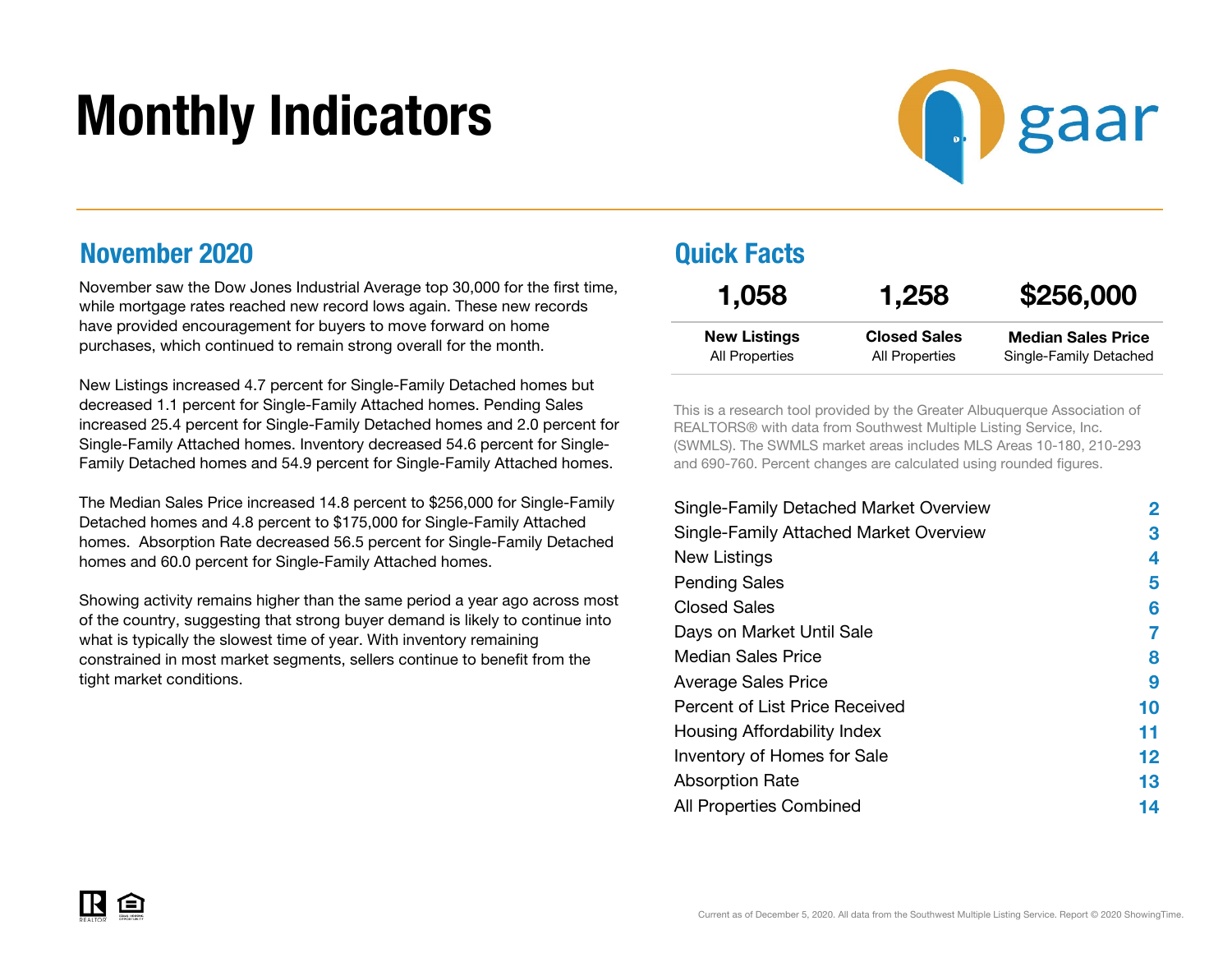# Monthly Indicators

## November 2020

November saw the Dow Jones Industrial Average top 30,000 for the first time, while mortgage rates reached new record lows again. These new records have provided encouragement for buyers to move forward on home purchases, which continued to remain strong overall for the month.

New Listings increased 4.7 percent for Single-Family Detached homes but decreased 1.1 percent for Single-Family Attached homes. Pending Sales increased 25.4 percent for Single-Family Detached homes and 2.0 percent for Single-Family Attached homes. Inventory decreased 54.6 percent for Single-Family Detached homes and 54.9 percent for Single-Family Attached homes.

The Median Sales Price increased 14.8 percent to $256,000 for Single-Family Detached homes and 4.8 percent to $175,000 for Single-Family Attached homes. Absorption Rate decreased 56.5 percent for Single-Family Detached homes and 60.0 percent for Single-Family Attached homes.

Showing activity remains higher than the same period a year ago across most of the country, suggesting that strong buyer demand is likely to continue into what is typically the slowest time of year. With inventory remaining constrained in most market segments, sellers continue to benefit from the tight market conditions.

## Quick Facts

| 1,058 | 1,258 | $256,000 |
| --- | --- | --- |
| **New Listings** All Properties | **Closed Sales** All Properties | **Median Sales Price** Single-Family Detached |

This is a research tool provided by the Greater Albuquerque Association of REALTORS® with data from Southwest Multiple Listing Service, Inc. (SWMLS). The SWMLS market areas includes MLS Areas 10-180, 210-293 and 690-760. Percent changes are calculated using rounded figures.

| | |
| --- | --- |
| Single-Family Detached Market Overview | 2 |
| Single-Family Attached Market Overview | 3 |
| New Listings | 4 |
| Pending Sales | 5 |
| Closed Sales | 6 |
| Days on Market Until Sale | 7 |
| Median Sales Price | 8 |
| Average Sales Price | 9 |
| Percent of List Price Received | 10 |
| Housing Affordability Index | 11 |
| Inventory of Homes for Sale | 12 |
| Absorption Rate | 13 |
| All Properties Combined | 14 |

Current as of December 5, 2020. All data from the Southwest Multiple Listing Service. Report © 2020 ShowingTime.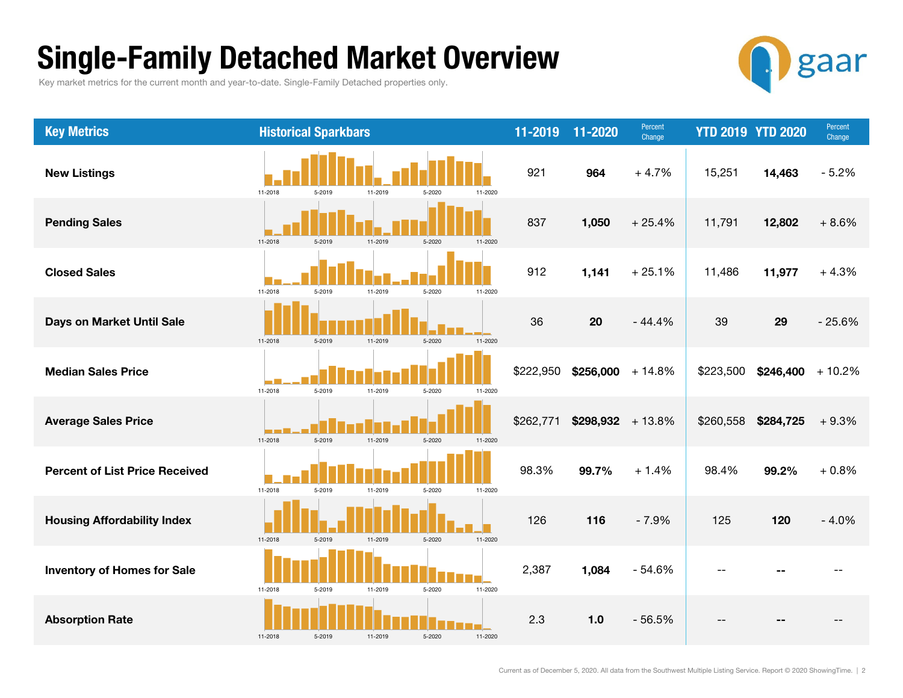# Single-Family Detached Market Overview

Key market metrics for the current month and year-to-date. Single-Family Detached properties only.

| Key Metrics | Historical Sparkbars | 11-2019 | 11-2020 | Percent Change | YTD 2019 | YTD 2020 | Percent Change |
|---|---|---|---|---|---|---|---|
| New Listings | 11-2018 5-2019 11-2019 5-2020 11-2020 | 921 | **964** | + 4.7% | 15,251 | **14,463** | - 5.2% |
| Pending Sales | 11-2018 5-2019 11-2019 5-2020 11-2020 | 837 | **1,050** | + 25.4% | 11,791 | **12,802** | + 8.6% |
| Closed Sales | 11-2018 5-2019 11-2019 5-2020 11-2020 | 912 | **1,141** | + 25.1% | 11,486 | **11,977** | + 4.3% |
| Days on Market Until Sale | 11-2018 5-2019 11-2019 5-2020 11-2020 | 36 | **20** | - 44.4% | 39 | **29** | - 25.6% |
| Median Sales Price | 11-2018 5-2019 11-2019 5-2020 11-2020 | $222,950 | **$256,000** | + 14.8% | $223,500 | **$246,400** | + 10.2% |
| Average Sales Price | 11-2018 5-2019 11-2019 5-2020 11-2020 | $262,771 | **$298,932** | + 13.8% | $260,558 | **$284,725** | + 9.3% |
| Percent of List Price Received | 11-2018 5-2019 11-2019 5-2020 11-2020 | 98.3% | **99.7%** | + 1.4% | 98.4% | **99.2%** | + 0.8% |
| Housing Affordability Index | 11-2018 5-2019 11-2019 5-2020 11-2020 | 126 | **116** | - 7.9% | 125 | **120** | - 4.0% |
| Inventory of Homes for Sale | 11-2018 5-2019 11-2019 5-2020 11-2020 | 2,387 | **1,084** | - 54.6% | -- | **--** | -- |
| Absorption Rate | 11-2018 5-2019 11-2019 5-2020 11-2020 | 2.3 | **1.0** | - 56.5% | -- | **--** | -- |

Current as of December 5, 2020. All data from the Southwest Multiple Listing Service. Report © 2020 ShowingTime.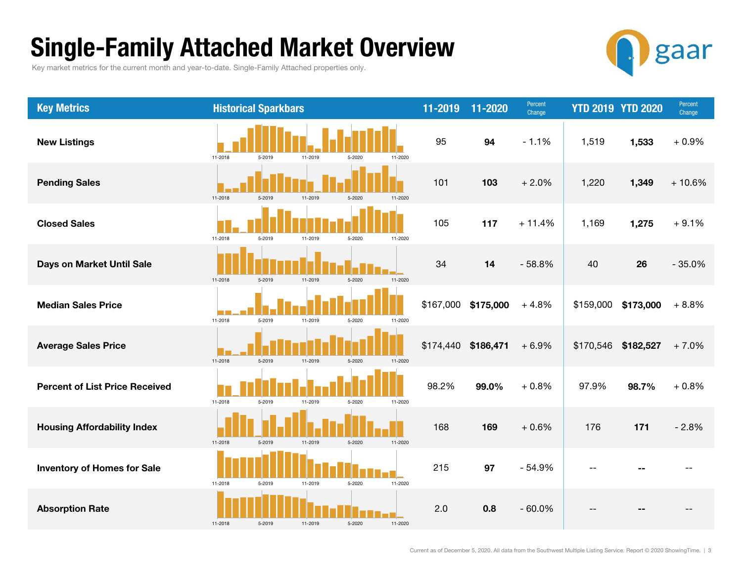# Single-Family Attached Market Overview

Key market metrics for the current month and year-to-date. Single-Family Attached properties only.

| Key Metrics | Historical Sparkbars | 11-2019 | 11-2020 | Percent Change | YTD 2019 | YTD 2020 | Percent Change |
|---|---|---|---|---|---|---|---|
| New Listings | 11-2018 5-2019 11-2019 5-2020 11-2020 | 95 | **94** | - 1.1% | 1,519 | **1,533** | + 0.9% |
| Pending Sales | 11-2018 5-2019 11-2019 5-2020 11-2020 | 101 | **103** | + 2.0% | 1,220 | **1,349** | + 10.6% |
| Closed Sales | 11-2018 5-2019 11-2019 5-2020 11-2020 | 105 | **117** | + 11.4% | 1,169 | **1,275** | + 9.1% |
| Days on Market Until Sale | 11-2018 5-2019 11-2019 5-2020 11-2020 | 34 | **14** | - 58.8% | 40 | **26** | - 35.0% |
| Median Sales Price | 11-2018 5-2019 11-2019 5-2020 11-2020 | $167,000 | **$175,000** | + 4.8% | $159,000 | **$173,000** | + 8.8% |
| Average Sales Price | 11-2018 5-2019 11-2019 5-2020 11-2020 | $174,440 | **$186,471** | + 6.9% | $170,546 | **$182,527** | + 7.0% |
| Percent of List Price Received | 11-2018 5-2019 11-2019 5-2020 11-2020 | 98.2% | **99.0%** | + 0.8% | 97.9% | **98.7%** | + 0.8% |
| Housing Affordability Index | 11-2018 5-2019 11-2019 5-2020 11-2020 | 168 | **169** | + 0.6% | 176 | **171** | - 2.8% |
| Inventory of Homes for Sale | 11-2018 5-2019 11-2019 5-2020 11-2020 | 215 | **97** | - 54.9% | -- | **--** | -- |
| Absorption Rate | 11-2018 5-2019 11-2019 5-2020 11-2020 | 2.0 | **0.8** | - 60.0% | -- | **--** | -- |

Current as of December 5, 2020. All data from the Southwest Multiple Listing Service. Report © 2020 ShowingTime.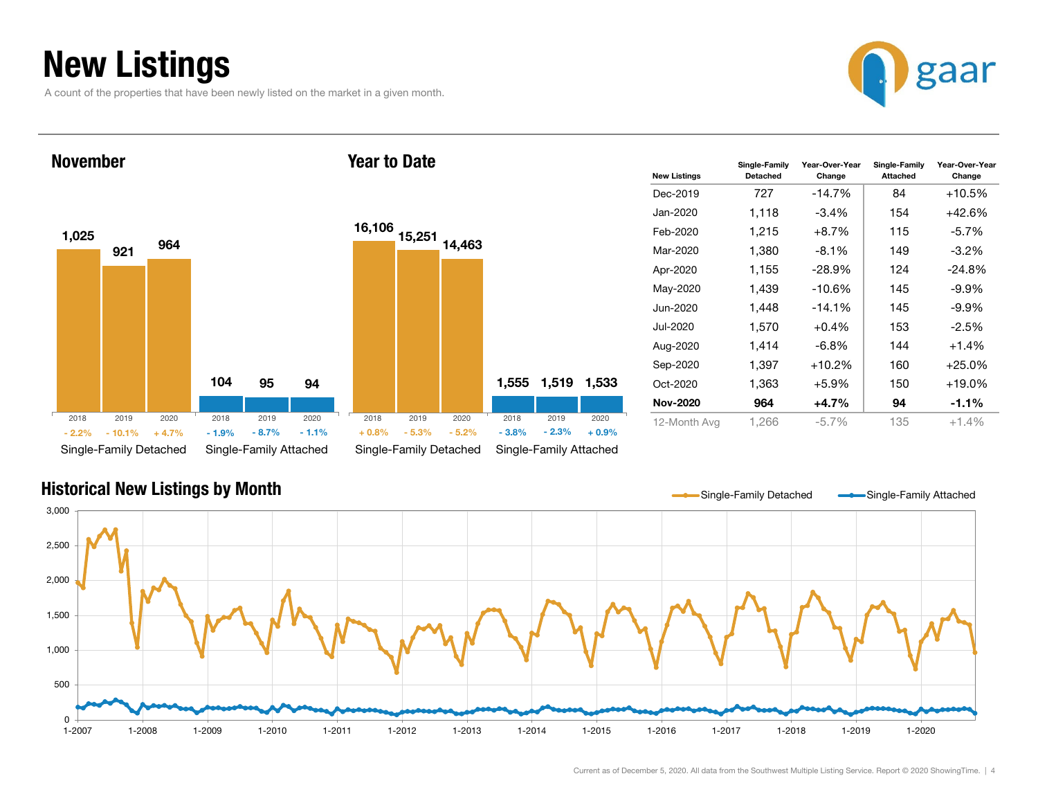# New Listings

A count of the properties that have been newly listed on the market in a given month.

## November

| | 2018 | 2019 | 2020 |
|---|---|---|---|
| Single-Family Detached | 1,025 | 921 | 964 |
| Change | - 2.2% | - 10.1% | + 4.7% |
| Single-Family Attached | 104 | 95 | 94 |
| Change | - 1.9% | - 8.7% | - 1.1% |

## Year to Date

| | 2018 | 2019 | 2020 |
|---|---|---|---|
| Single-Family Detached | 16,106 | 15,251 | 14,463 |
| Change | + 0.8% | - 5.3% | - 5.2% |
| Single-Family Attached | 1,555 | 1,519 | 1,533 |
| Change | - 3.8% | - 2.3% | + 0.9% |

| New Listings | Single-Family Detached | Year-Over-Year Change | Single-Family Attached | Year-Over-Year Change |
|---|---|---|---|---|
| Dec-2019 | 727 | -14.7% | 84 | +10.5% |
| Jan-2020 | 1,118 | -3.4% | 154 | +42.6% |
| Feb-2020 | 1,215 | +8.7% | 115 | -5.7% |
| Mar-2020 | 1,380 | -8.1% | 149 | -3.2% |
| Apr-2020 | 1,155 | -28.9% | 124 | -24.8% |
| May-2020 | 1,439 | -10.6% | 145 | -9.9% |
| Jun-2020 | 1,448 | -14.1% | 145 | -9.9% |
| Jul-2020 | 1,570 | +0.4% | 153 | -2.5% |
| Aug-2020 | 1,414 | -6.8% | 144 | +1.4% |
| Sep-2020 | 1,397 | +10.2% | 160 | +25.0% |
| Oct-2020 | 1,363 | +5.9% | 150 | +19.0% |
| **Nov-2020** | **964** | **+4.7%** | **94** | **-1.1%** |
| 12-Month Avg | 1,266 | -5.7% | 135 | +1.4% |

## Historical New Listings by Month

Single-Family Detached — Single-Family Attached

Current as of December 5, 2020. All data from the Southwest Multiple Listing Service. Report © 2020 ShowingTime.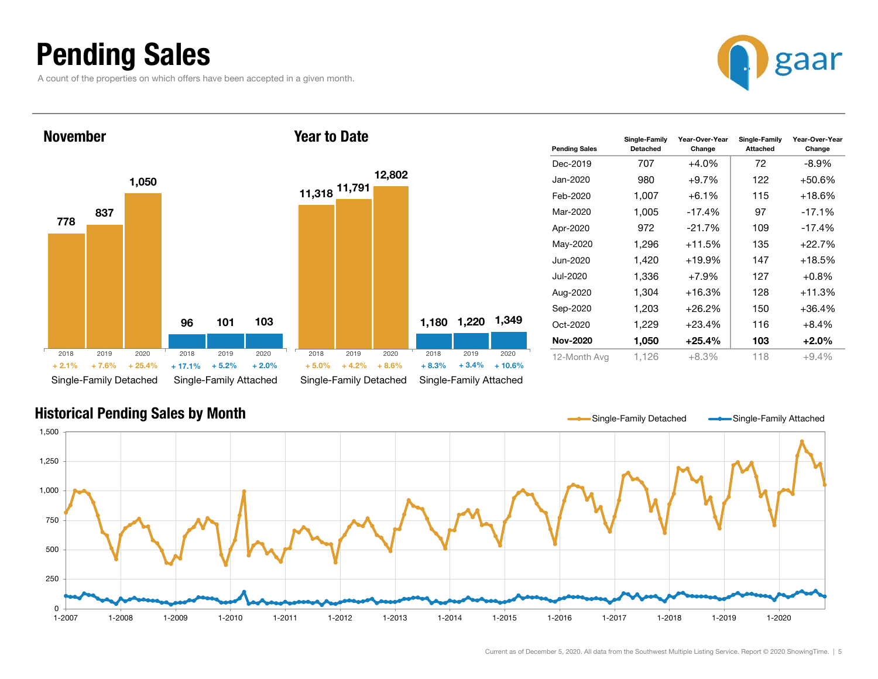# Pending Sales

A count of the properties on which offers have been accepted in a given month.

gaar

## November

| | 2018 | 2019 | 2020 |
|---|---|---|---|
| Single-Family Detached | 778 | 837 | 1,050 |
| | + 2.1% | + 7.6% | + 25.4% |
| Single-Family Attached | 96 | 101 | 103 |
| | + 17.1% | + 5.2% | + 2.0% |

## Year to Date

| | 2018 | 2019 | 2020 |
|---|---|---|---|
| Single-Family Detached | 11,318 | 11,791 | 12,802 |
| | + 5.0% | + 4.2% | + 8.6% |
| Single-Family Attached | 1,180 | 1,220 | 1,349 |
| | + 8.3% | + 3.4% | + 10.6% |

| Pending Sales | Single-Family Detached | Year-Over-Year Change | Single-Family Attached | Year-Over-Year Change |
|---|---|---|---|---|
| Dec-2019 | 707 | +4.0% | 72 | -8.9% |
| Jan-2020 | 980 | +9.7% | 122 | +50.6% |
| Feb-2020 | 1,007 | +6.1% | 115 | +18.6% |
| Mar-2020 | 1,005 | -17.4% | 97 | -17.1% |
| Apr-2020 | 972 | -21.7% | 109 | -17.4% |
| May-2020 | 1,296 | +11.5% | 135 | +22.7% |
| Jun-2020 | 1,420 | +19.9% | 147 | +18.5% |
| Jul-2020 | 1,336 | +7.9% | 127 | +0.8% |
| Aug-2020 | 1,304 | +16.3% | 128 | +11.3% |
| Sep-2020 | 1,203 | +26.2% | 150 | +36.4% |
| Oct-2020 | 1,229 | +23.4% | 116 | +8.4% |
| **Nov-2020** | **1,050** | **+25.4%** | **103** | **+2.0%** |
| 12-Month Avg | 1,126 | +8.3% | 118 | +9.4% |

## Historical Pending Sales by Month

Single-Family Detached — Single-Family Attached

Current as of December 5, 2020. All data from the Southwest Multiple Listing Service. Report © 2020 ShowingTime.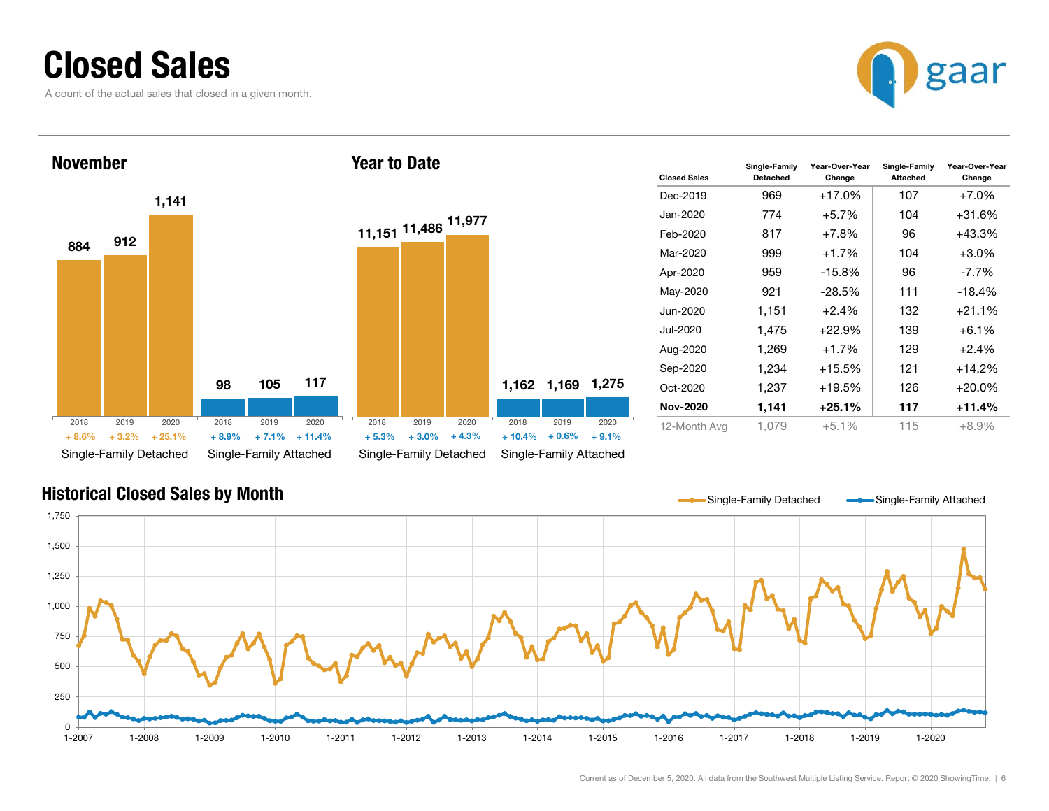# Closed Sales

A count of the actual sales that closed in a given month.

## November

| | 2018 | 2019 | 2020 |
|---|---|---|---|
| Single-Family Detached | 884 | 912 | 1,141 |
| Change | + 8.6% | + 3.2% | + 25.1% |
| Single-Family Attached | 98 | 105 | 117 |
| Change | + 8.9% | + 7.1% | + 11.4% |

## Year to Date

| | 2018 | 2019 | 2020 |
|---|---|---|---|
| Single-Family Detached | 11,151 | 11,486 | 11,977 |
| Change | + 5.3% | + 3.0% | + 4.3% |
| Single-Family Attached | 1,162 | 1,169 | 1,275 |
| Change | + 10.4% | + 0.6% | + 9.1% |

| Closed Sales | Single-Family Detached | Year-Over-Year Change | Single-Family Attached | Year-Over-Year Change |
|---|---|---|---|---|
| Dec-2019 | 969 | +17.0% | 107 | +7.0% |
| Jan-2020 | 774 | +5.7% | 104 | +31.6% |
| Feb-2020 | 817 | +7.8% | 96 | +43.3% |
| Mar-2020 | 999 | +1.7% | 104 | +3.0% |
| Apr-2020 | 959 | -15.8% | 96 | -7.7% |
| May-2020 | 921 | -28.5% | 111 | -18.4% |
| Jun-2020 | 1,151 | +2.4% | 132 | +21.1% |
| Jul-2020 | 1,475 | +22.9% | 139 | +6.1% |
| Aug-2020 | 1,269 | +1.7% | 129 | +2.4% |
| Sep-2020 | 1,234 | +15.5% | 121 | +14.2% |
| Oct-2020 | 1,237 | +19.5% | 126 | +20.0% |
| **Nov-2020** | **1,141** | **+25.1%** | **117** | **+11.4%** |
| 12-Month Avg | 1,079 | +5.1% | 115 | +8.9% |

## Historical Closed Sales by Month

Single-Family Detached — Single-Family Attached

Current as of December 5, 2020. All data from the Southwest Multiple Listing Service. Report © 2020 ShowingTime.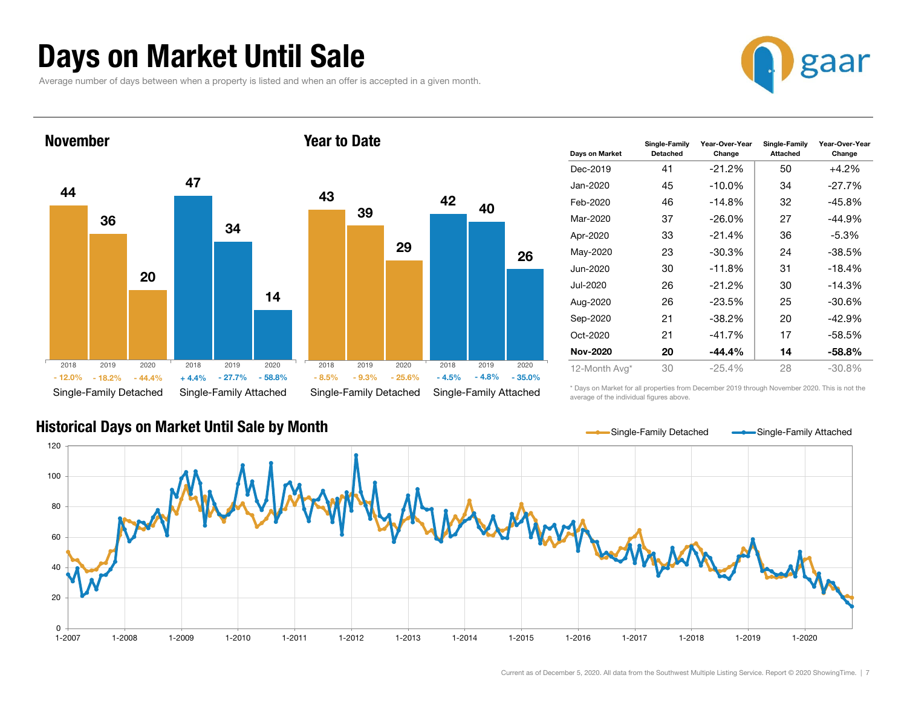# Days on Market Until Sale

Average number of days between when a property is listed and when an offer is accepted in a given month.

## November

| | 2018 | 2019 | 2020 |
|---|---|---|---|
| Single-Family Detached | 44 (- 12.0%) | 36 (- 18.2%) | 20 (- 44.4%) |
| Single-Family Attached | 47 (+ 4.4%) | 34 (- 27.7%) | 14 (- 58.8%) |

## Year to Date

| | 2018 | 2019 | 2020 |
|---|---|---|---|
| Single-Family Detached | 43 (- 8.5%) | 39 (- 9.3%) | 29 (- 25.6%) |
| Single-Family Attached | 42 (- 4.5%) | 40 (- 4.8%) | 26 (- 35.0%) |

| Days on Market | Single-Family Detached | Year-Over-Year Change | Single-Family Attached | Year-Over-Year Change |
|---|---|---|---|---|
| Dec-2019 | 41 | -21.2% | 50 | +4.2% |
| Jan-2020 | 45 | -10.0% | 34 | -27.7% |
| Feb-2020 | 46 | -14.8% | 32 | -45.8% |
| Mar-2020 | 37 | -26.0% | 27 | -44.9% |
| Apr-2020 | 33 | -21.4% | 36 | -5.3% |
| May-2020 | 23 | -30.3% | 24 | -38.5% |
| Jun-2020 | 30 | -11.8% | 31 | -18.4% |
| Jul-2020 | 26 | -21.2% | 30 | -14.3% |
| Aug-2020 | 26 | -23.5% | 25 | -30.6% |
| Sep-2020 | 21 | -38.2% | 20 | -42.9% |
| Oct-2020 | 21 | -41.7% | 17 | -58.5% |
| **Nov-2020** | **20** | **-44.4%** | **14** | **-58.8%** |
| 12-Month Avg* | 30 | -25.4% | 28 | -30.8% |

* Days on Market for all properties from December 2019 through November 2020. This is not the average of the individual figures above.

## Historical Days on Market Until Sale by Month

Single-Family Detached — Single-Family Attached

Current as of December 5, 2020. All data from the Southwest Multiple Listing Service. Report © 2020 ShowingTime.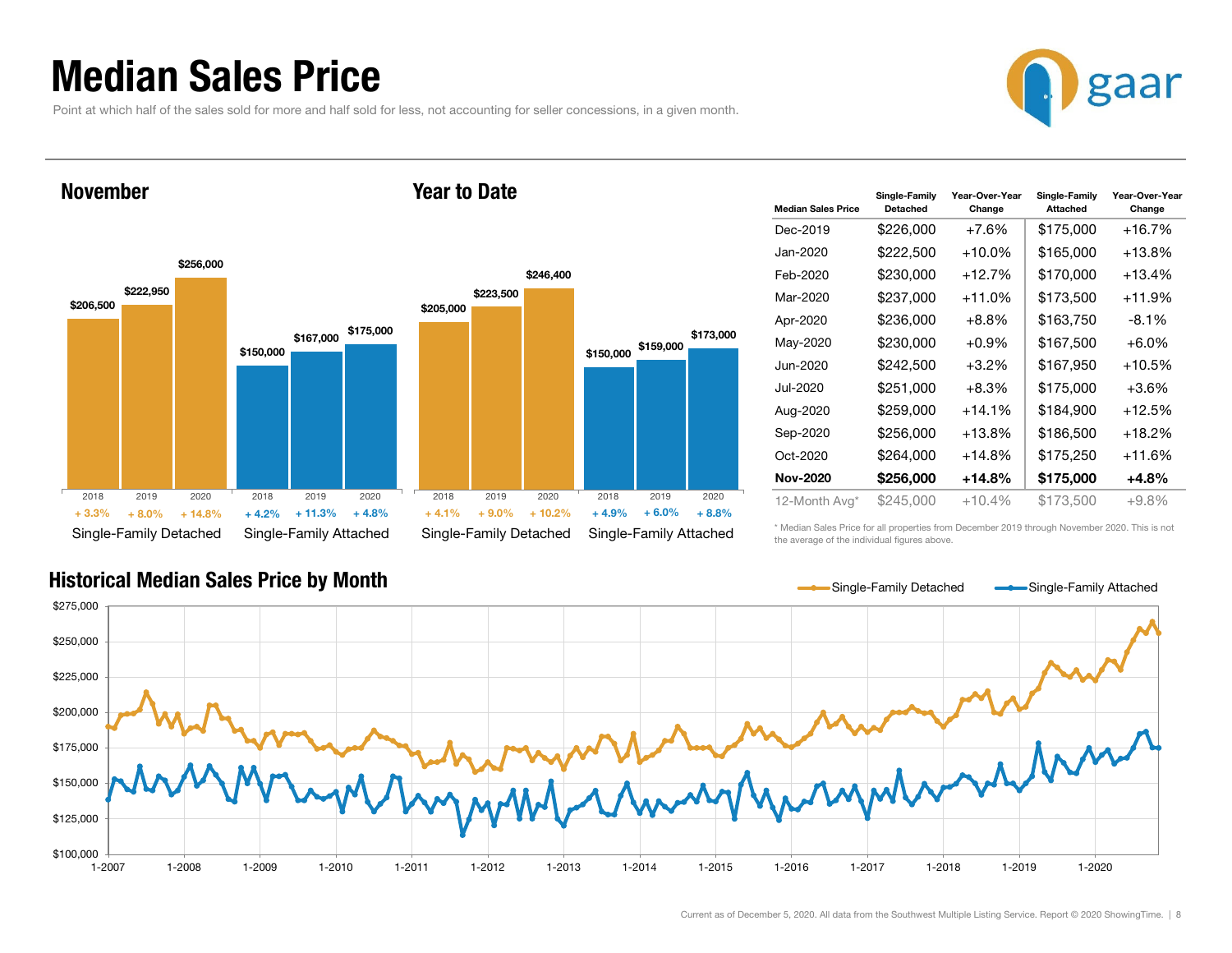# Median Sales Price

Point at which half of the sales sold for more and half sold for less, not accounting for seller concessions, in a given month.

## November

| | 2018 | 2019 | 2020 |
|---|---|---|---|
| Single-Family Detached | $206,500 | $222,950 | $256,000 |
| | + 3.3% | + 8.0% | + 14.8% |
| Single-Family Attached | $150,000 | $167,000 | $175,000 |
| | + 4.2% | + 11.3% | + 4.8% |

## Year to Date

| | 2018 | 2019 | 2020 |
|---|---|---|---|
| Single-Family Detached | $205,000 | $223,500 | $246,400 |
| | + 4.1% | + 9.0% | + 10.2% |
| Single-Family Attached | $150,000 | $159,000 | $173,000 |
| | + 4.9% | + 6.0% | + 8.8% |

| Median Sales Price | Single-Family Detached | Year-Over-Year Change | Single-Family Attached | Year-Over-Year Change |
|---|---|---|---|---|
| Dec-2019 | $226,000 | +7.6% | $175,000 | +16.7% |
| Jan-2020 | $222,500 | +10.0% | $165,000 | +13.8% |
| Feb-2020 | $230,000 | +12.7% | $170,000 | +13.4% |
| Mar-2020 | $237,000 | +11.0% | $173,500 | +11.9% |
| Apr-2020 | $236,000 | +8.8% | $163,750 | -8.1% |
| May-2020 | $230,000 | +0.9% | $167,500 | +6.0% |
| Jun-2020 | $242,500 | +3.2% | $167,950 | +10.5% |
| Jul-2020 | $251,000 | +8.3% | $175,000 | +3.6% |
| Aug-2020 | $259,000 | +14.1% | $184,900 | +12.5% |
| Sep-2020 | $256,000 | +13.8% | $186,500 | +18.2% |
| Oct-2020 | $264,000 | +14.8% | $175,250 | +11.6% |
| **Nov-2020** | **$256,000** | **+14.8%** | **$175,000** | **+4.8%** |
| 12-Month Avg* | $245,000 | +10.4% | $173,500 | +9.8% |

\* Median Sales Price for all properties from December 2019 through November 2020. This is not the average of the individual figures above.

## Historical Median Sales Price by Month

Single-Family Detached — Single-Family Attached

Current as of December 5, 2020. All data from the Southwest Multiple Listing Service. Report © 2020 ShowingTime.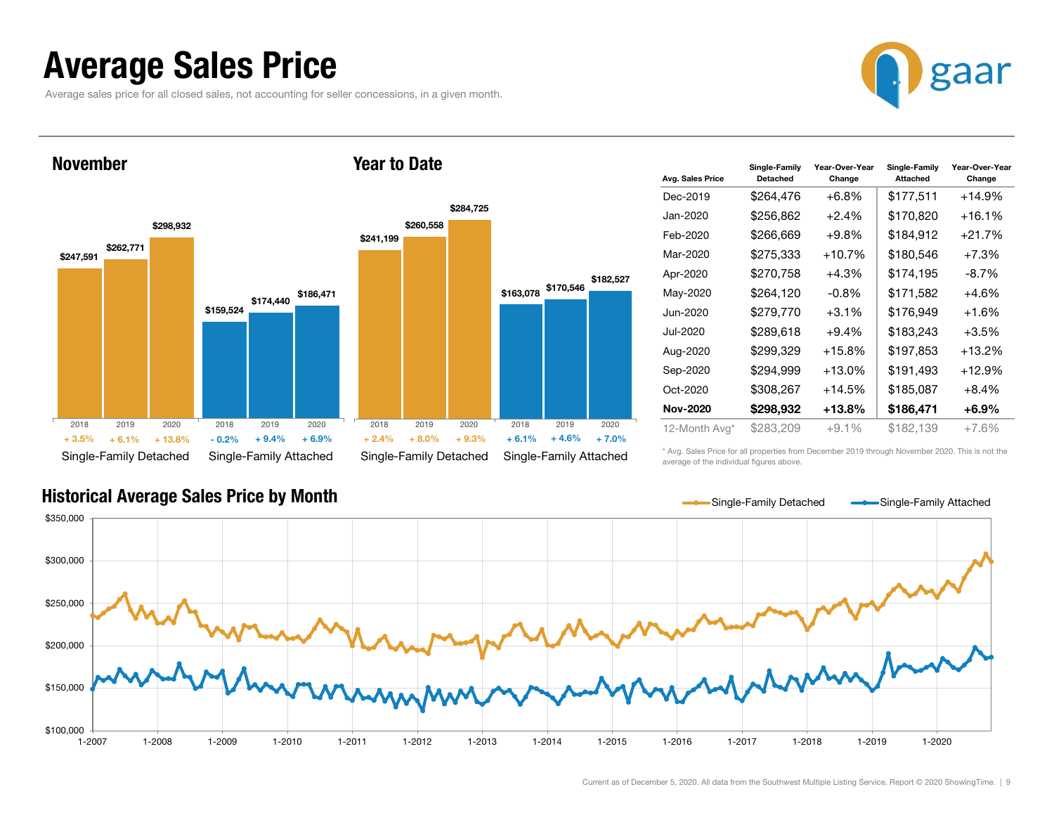# Average Sales Price

Average sales price for all closed sales, not accounting for seller concessions, in a given month.

## November

| | 2018 | 2019 | 2020 |
|---|---|---|---|
| Single-Family Detached | $247,591 | $262,771 | $298,932 |
| Change | + 3.5% | + 6.1% | + 13.8% |
| Single-Family Attached | $159,524 | $174,440 | $186,471 |
| Change | - 0.2% | + 9.4% | + 6.9% |

## Year to Date

| | 2018 | 2019 | 2020 |
|---|---|---|---|
| Single-Family Detached | $241,199 | $260,558 | $284,725 |
| Change | + 2.4% | + 8.0% | + 9.3% |
| Single-Family Attached | $163,078 | $170,546 | $182,527 |
| Change | + 6.1% | + 4.6% | + 7.0% |

| Avg. Sales Price | Single-Family Detached | Year-Over-Year Change | Single-Family Attached | Year-Over-Year Change |
|---|---|---|---|---|
| Dec-2019 | $264,476 | +6.8% | $177,511 | +14.9% |
| Jan-2020 | $256,862 | +2.4% | $170,820 | +16.1% |
| Feb-2020 | $266,669 | +9.8% | $184,912 | +21.7% |
| Mar-2020 | $275,333 | +10.7% | $180,546 | +7.3% |
| Apr-2020 | $270,758 | +4.3% | $174,195 | -8.7% |
| May-2020 | $264,120 | -0.8% | $171,582 | +4.6% |
| Jun-2020 | $279,770 | +3.1% | $176,949 | +1.6% |
| Jul-2020 | $289,618 | +9.4% | $183,243 | +3.5% |
| Aug-2020 | $299,329 | +15.8% | $197,853 | +13.2% |
| Sep-2020 | $294,999 | +13.0% | $191,493 | +12.9% |
| Oct-2020 | $308,267 | +14.5% | $185,087 | +8.4% |
| **Nov-2020** | **$298,932** | **+13.8%** | **$186,471** | **+6.9%** |
| 12-Month Avg* | $283,209 | +9.1% | $182,139 | +7.6% |

\* Avg. Sales Price for all properties from December 2019 through November 2020. This is not the average of the individual figures above.

## Historical Average Sales Price by Month

Single-Family Detached — Single-Family Attached

(Chart: y-axis $100,000 to $350,000; x-axis 1-2007 through 1-2020)

Current as of December 5, 2020. All data from the Southwest Multiple Listing Service. Report © 2020 ShowingTime.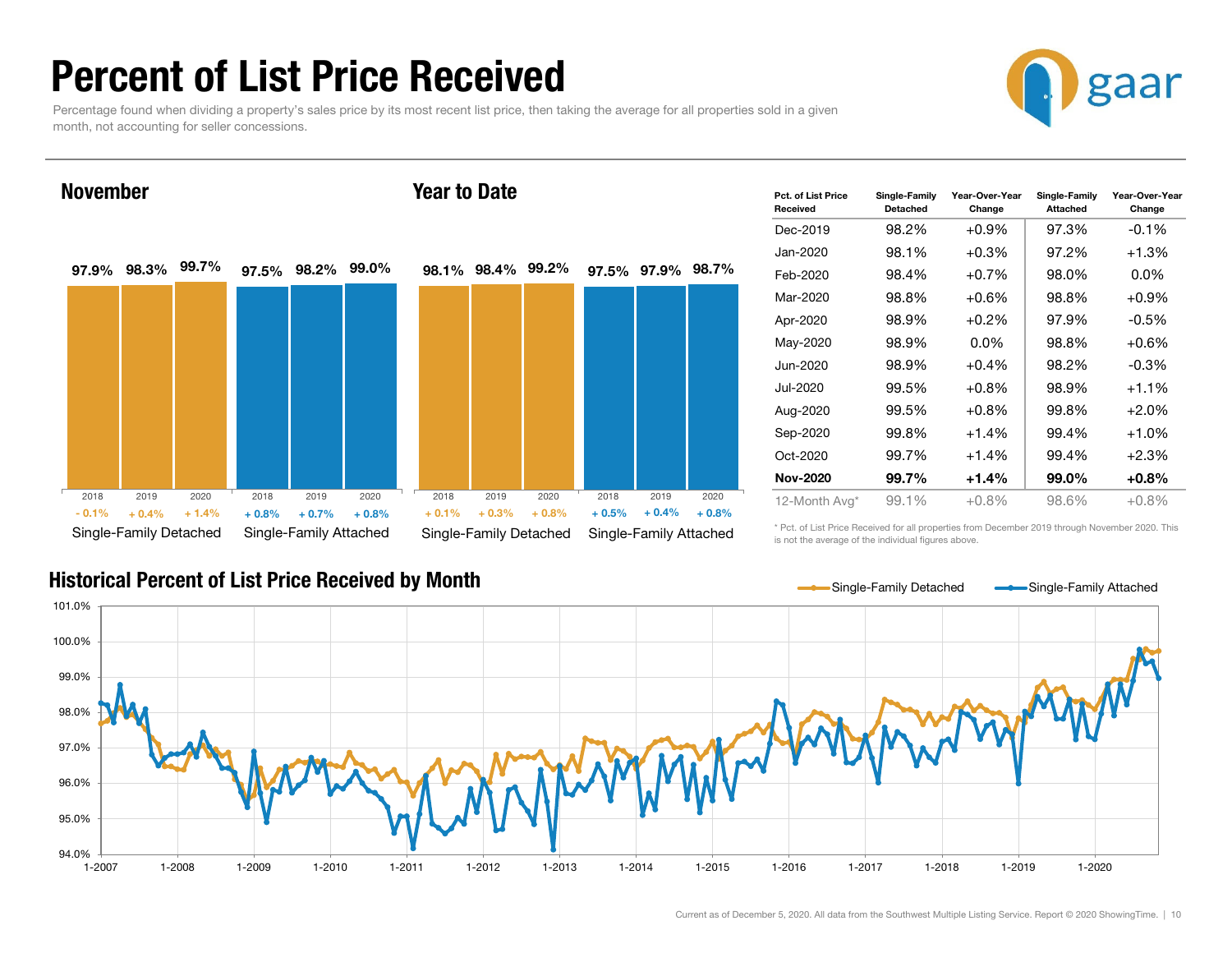# Percent of List Price Received

Percentage found when dividing a property's sales price by its most recent list price, then taking the average for all properties sold in a given month, not accounting for seller concessions.

gaar

## November

| | 2018 | 2019 | 2020 |
|---|---|---|---|
| Single-Family Detached | 97.9% | 98.3% | 99.7% |
| Change | - 0.1% | + 0.4% | + 1.4% |
| Single-Family Attached | 97.5% | 98.2% | 99.0% |
| Change | + 0.8% | + 0.7% | + 0.8% |

## Year to Date

| | 2018 | 2019 | 2020 |
|---|---|---|---|
| Single-Family Detached | 98.1% | 98.4% | 99.2% |
| Change | + 0.1% | + 0.3% | + 0.8% |
| Single-Family Attached | 97.5% | 97.9% | 98.7% |
| Change | + 0.5% | + 0.4% | + 0.8% |

| Pct. of List Price Received | Single-Family Detached | Year-Over-Year Change | Single-Family Attached | Year-Over-Year Change |
|---|---|---|---|---|
| Dec-2019 | 98.2% | +0.9% | 97.3% | -0.1% |
| Jan-2020 | 98.1% | +0.3% | 97.2% | +1.3% |
| Feb-2020 | 98.4% | +0.7% | 98.0% | 0.0% |
| Mar-2020 | 98.8% | +0.6% | 98.8% | +0.9% |
| Apr-2020 | 98.9% | +0.2% | 97.9% | -0.5% |
| May-2020 | 98.9% | 0.0% | 98.8% | +0.6% |
| Jun-2020 | 98.9% | +0.4% | 98.2% | -0.3% |
| Jul-2020 | 99.5% | +0.8% | 98.9% | +1.1% |
| Aug-2020 | 99.5% | +0.8% | 99.8% | +2.0% |
| Sep-2020 | 99.8% | +1.4% | 99.4% | +1.0% |
| Oct-2020 | 99.7% | +1.4% | 99.4% | +2.3% |
| **Nov-2020** | **99.7%** | **+1.4%** | **99.0%** | **+0.8%** |
| 12-Month Avg* | 99.1% | +0.8% | 98.6% | +0.8% |

\* Pct. of List Price Received for all properties from December 2019 through November 2020. This is not the average of the individual figures above.

## Historical Percent of List Price Received by Month

Single-Family Detached — Single-Family Attached

Current as of December 5, 2020. All data from the Southwest Multiple Listing Service. Report © 2020 ShowingTime.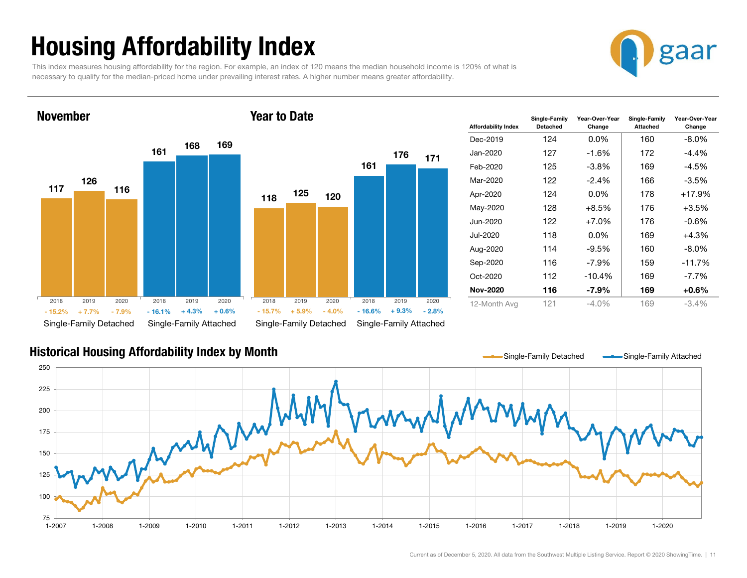# Housing Affordability Index

This index measures housing affordability for the region. For example, an index of 120 means the median household income is 120% of what is necessary to qualify for the median-priced home under prevailing interest rates. A higher number means greater affordability.

gaar

## November

| | 2018 | 2019 | 2020 |
|---|---|---|---|
| Single-Family Detached | 117 | 126 | 116 |
| Change | - 15.2% | + 7.7% | - 7.9% |
| Single-Family Attached | 161 | 168 | 169 |
| Change | - 16.1% | + 4.3% | + 0.6% |

## Year to Date

| | 2018 | 2019 | 2020 |
|---|---|---|---|
| Single-Family Detached | 118 | 125 | 120 |
| Change | - 15.7% | + 5.9% | - 4.0% |
| Single-Family Attached | 161 | 176 | 171 |
| Change | - 16.6% | + 9.3% | - 2.8% |

| Affordability Index | Single-Family Detached | Year-Over-Year Change | Single-Family Attached | Year-Over-Year Change |
|---|---|---|---|---|
| Dec-2019 | 124 | 0.0% | 160 | -8.0% |
| Jan-2020 | 127 | -1.6% | 172 | -4.4% |
| Feb-2020 | 125 | -3.8% | 169 | -4.5% |
| Mar-2020 | 122 | -2.4% | 166 | -3.5% |
| Apr-2020 | 124 | 0.0% | 178 | +17.9% |
| May-2020 | 128 | +8.5% | 176 | +3.5% |
| Jun-2020 | 122 | +7.0% | 176 | -0.6% |
| Jul-2020 | 118 | 0.0% | 169 | +4.3% |
| Aug-2020 | 114 | -9.5% | 160 | -8.0% |
| Sep-2020 | 116 | -7.9% | 159 | -11.7% |
| Oct-2020 | 112 | -10.4% | 169 | -7.7% |
| **Nov-2020** | **116** | **-7.9%** | **169** | **+0.6%** |
| 12-Month Avg | 121 | -4.0% | 169 | -3.4% |

## Historical Housing Affordability Index by Month

Legend: Single-Family Detached, Single-Family Attached

Current as of December 5, 2020. All data from the Southwest Multiple Listing Service. Report © 2020 ShowingTime.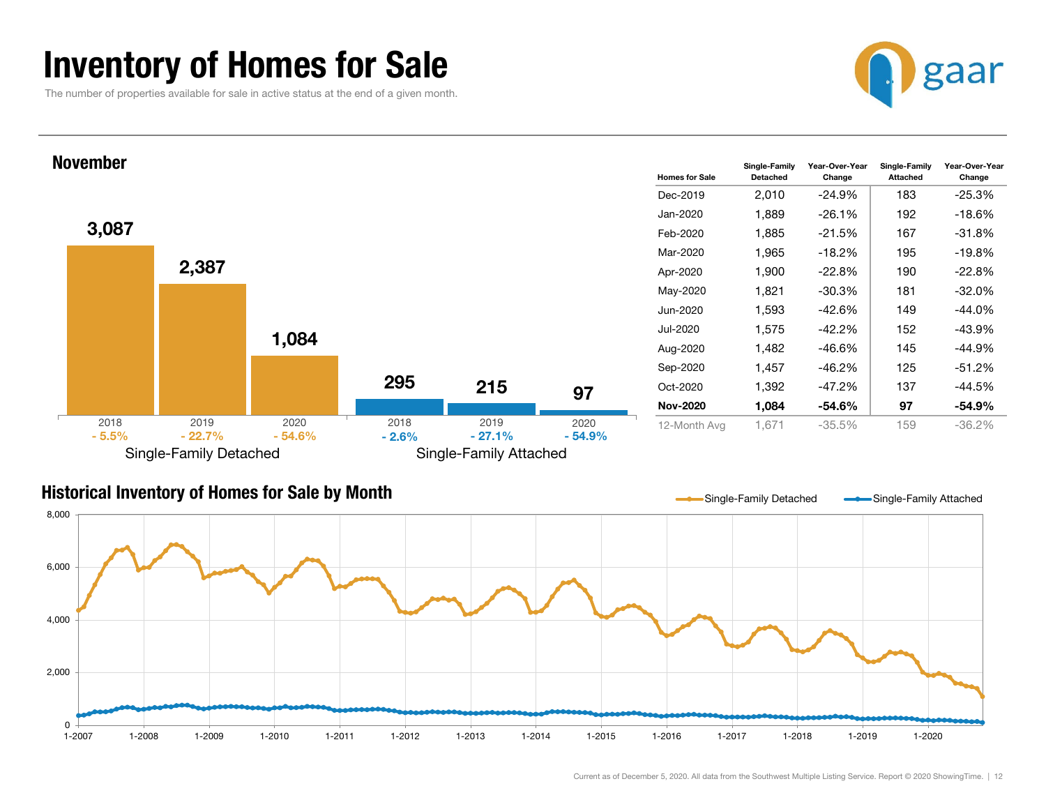# Inventory of Homes for Sale

The number of properties available for sale in active status at the end of a given month.

## November

| | 2018 | 2019 | 2020 |
|---|---|---|---|
| Single-Family Detached | 3,087 | 2,387 | 1,084 |
| Change | - 5.5% | - 22.7% | - 54.6% |
| Single-Family Attached | 295 | 215 | 97 |
| Change | - 2.6% | - 27.1% | - 54.9% |

| Homes for Sale | Single-Family Detached | Year-Over-Year Change | Single-Family Attached | Year-Over-Year Change |
|---|---|---|---|---|
| Dec-2019 | 2,010 | -24.9% | 183 | -25.3% |
| Jan-2020 | 1,889 | -26.1% | 192 | -18.6% |
| Feb-2020 | 1,885 | -21.5% | 167 | -31.8% |
| Mar-2020 | 1,965 | -18.2% | 195 | -19.8% |
| Apr-2020 | 1,900 | -22.8% | 190 | -22.8% |
| May-2020 | 1,821 | -30.3% | 181 | -32.0% |
| Jun-2020 | 1,593 | -42.6% | 149 | -44.0% |
| Jul-2020 | 1,575 | -42.2% | 152 | -43.9% |
| Aug-2020 | 1,482 | -46.6% | 145 | -44.9% |
| Sep-2020 | 1,457 | -46.2% | 125 | -51.2% |
| Oct-2020 | 1,392 | -47.2% | 137 | -44.5% |
| **Nov-2020** | **1,084** | **-54.6%** | **97** | **-54.9%** |
| 12-Month Avg | 1,671 | -35.5% | 159 | -36.2% |

## Historical Inventory of Homes for Sale by Month

Single-Family Detached — Single-Family Attached

Current as of December 5, 2020. All data from the Southwest Multiple Listing Service. Report © 2020 ShowingTime.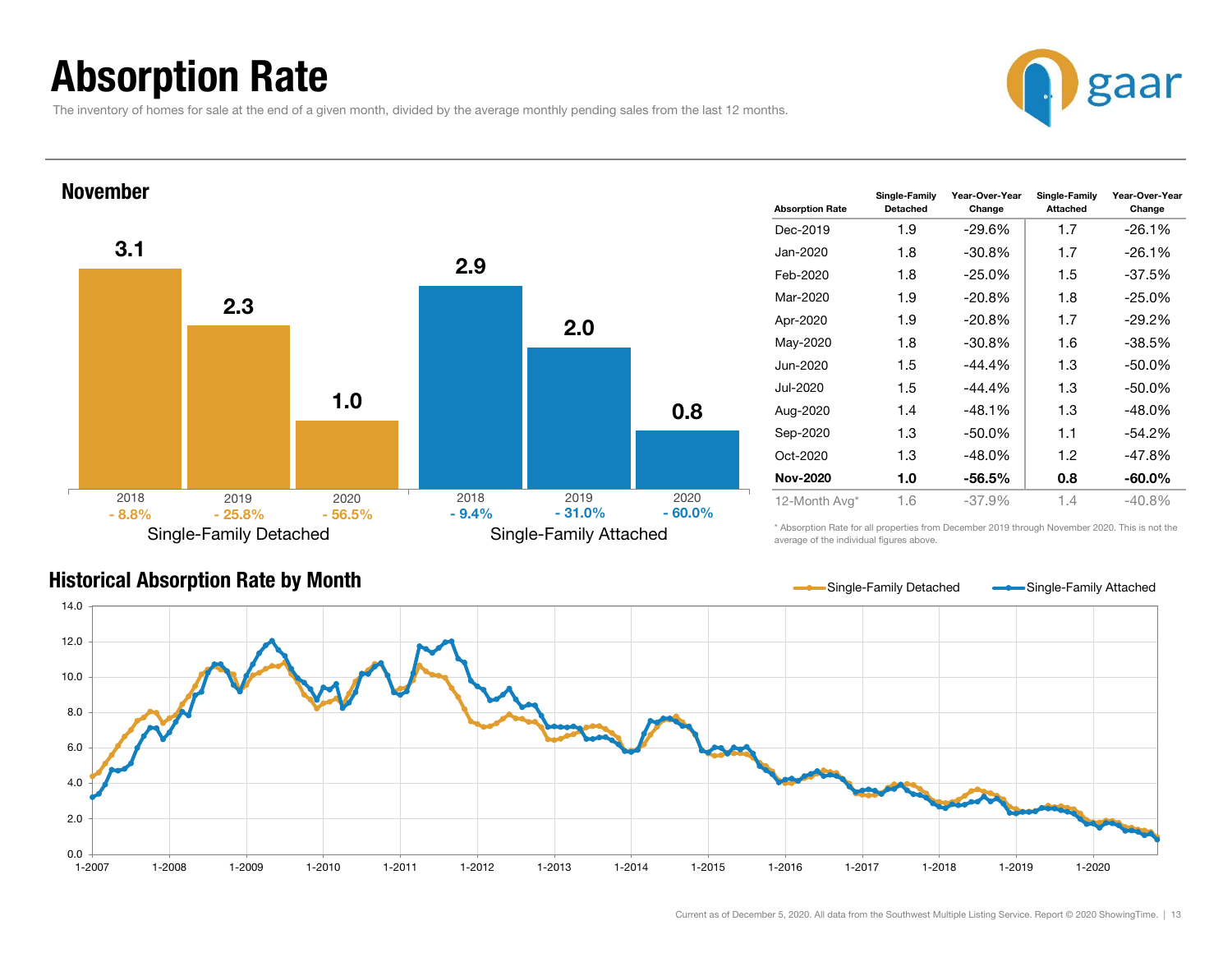# Absorption Rate

The inventory of homes for sale at the end of a given month, divided by the average monthly pending sales from the last 12 months.

## November

| | 2018 | 2019 | 2020 |
|---|---|---|---|
| Single-Family Detached | 3.1 | 2.3 | 1.0 |
| Change | - 8.8% | - 25.8% | - 56.5% |
| Single-Family Attached | 2.9 | 2.0 | 0.8 |
| Change | - 9.4% | - 31.0% | - 60.0% |

| Absorption Rate | Single-Family Detached | Year-Over-Year Change | Single-Family Attached | Year-Over-Year Change |
|---|---|---|---|---|
| Dec-2019 | 1.9 | -29.6% | 1.7 | -26.1% |
| Jan-2020 | 1.8 | -30.8% | 1.7 | -26.1% |
| Feb-2020 | 1.8 | -25.0% | 1.5 | -37.5% |
| Mar-2020 | 1.9 | -20.8% | 1.8 | -25.0% |
| Apr-2020 | 1.9 | -20.8% | 1.7 | -29.2% |
| May-2020 | 1.8 | -30.8% | 1.6 | -38.5% |
| Jun-2020 | 1.5 | -44.4% | 1.3 | -50.0% |
| Jul-2020 | 1.5 | -44.4% | 1.3 | -50.0% |
| Aug-2020 | 1.4 | -48.1% | 1.3 | -48.0% |
| Sep-2020 | 1.3 | -50.0% | 1.1 | -54.2% |
| Oct-2020 | 1.3 | -48.0% | 1.2 | -47.8% |
| **Nov-2020** | **1.0** | **-56.5%** | **0.8** | **-60.0%** |
| 12-Month Avg* | 1.6 | -37.9% | 1.4 | -40.8% |

\* Absorption Rate for all properties from December 2019 through November 2020. This is not the average of the individual figures above.

## Historical Absorption Rate by Month

Single-Family Detached / Single-Family Attached

Current as of December 5, 2020. All data from the Southwest Multiple Listing Service. Report © 2020 ShowingTime.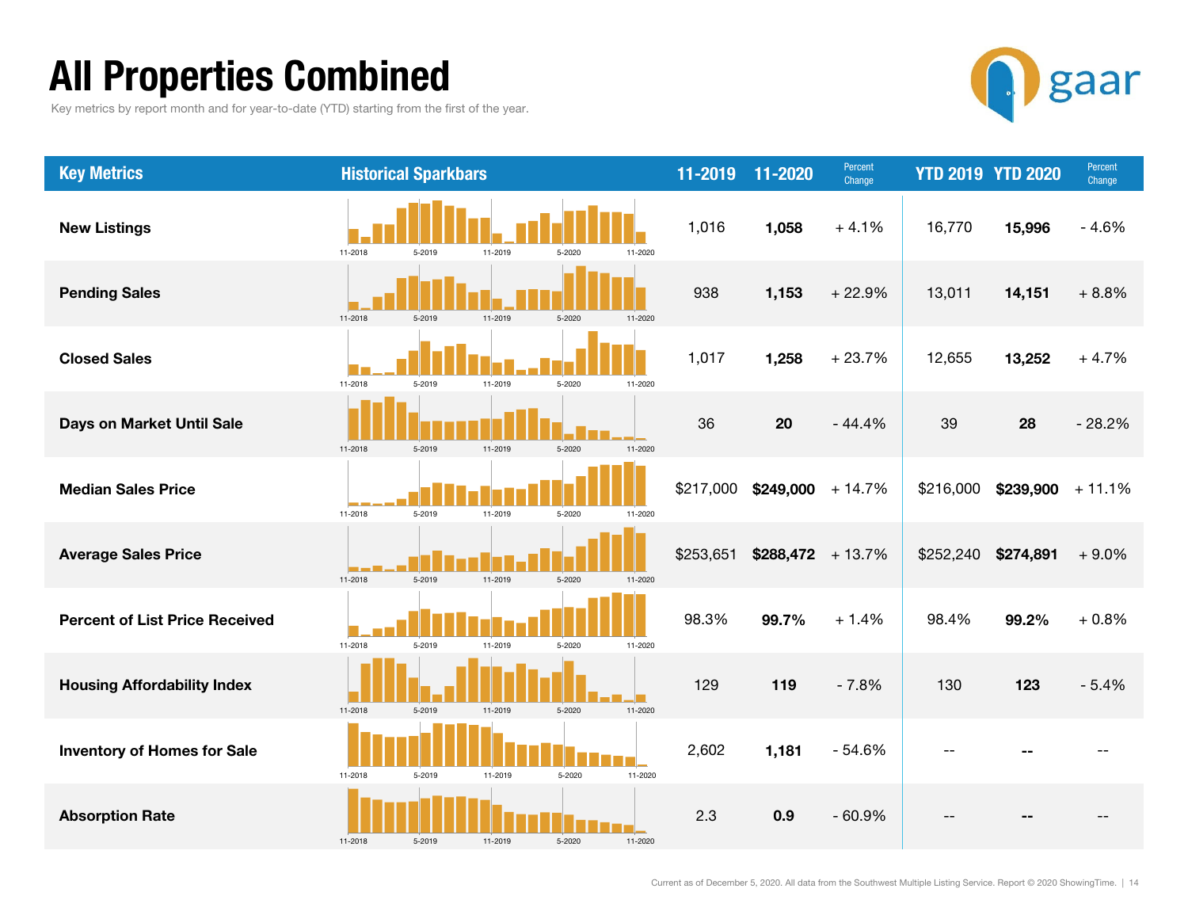# All Properties Combined

Key metrics by report month and for year-to-date (YTD) starting from the first of the year.

gaar

| Key Metrics | Historical Sparkbars | 11-2019 | 11-2020 | Percent Change | YTD 2019 | YTD 2020 | Percent Change |
|---|---|---|---|---|---|---|---|
| New Listings | 11-2018 5-2019 11-2019 5-2020 11-2020 | 1,016 | **1,058** | + 4.1% | 16,770 | **15,996** | - 4.6% |
| Pending Sales | 11-2018 5-2019 11-2019 5-2020 11-2020 | 938 | **1,153** | + 22.9% | 13,011 | **14,151** | + 8.8% |
| Closed Sales | 11-2018 5-2019 11-2019 5-2020 11-2020 | 1,017 | **1,258** | + 23.7% | 12,655 | **13,252** | + 4.7% |
| Days on Market Until Sale | 11-2018 5-2019 11-2019 5-2020 11-2020 | 36 | **20** | - 44.4% | 39 | **28** | - 28.2% |
| Median Sales Price | 11-2018 5-2019 11-2019 5-2020 11-2020 | $217,000 | **$249,000** | + 14.7% | $216,000 | **$239,900** | + 11.1% |
| Average Sales Price | 11-2018 5-2019 11-2019 5-2020 11-2020 | $253,651 | **$288,472** | + 13.7% | $252,240 | **$274,891** | + 9.0% |
| Percent of List Price Received | 11-2018 5-2019 11-2019 5-2020 11-2020 | 98.3% | **99.7%** | + 1.4% | 98.4% | **99.2%** | + 0.8% |
| Housing Affordability Index | 11-2018 5-2019 11-2019 5-2020 11-2020 | 129 | **119** | - 7.8% | 130 | **123** | - 5.4% |
| Inventory of Homes for Sale | 11-2018 5-2019 11-2019 5-2020 11-2020 | 2,602 | **1,181** | - 54.6% | -- | **--** | -- |
| Absorption Rate | 11-2018 5-2019 11-2019 5-2020 11-2020 | 2.3 | **0.9** | - 60.9% | -- | **--** | -- |

Current as of December 5, 2020. All data from the Southwest Multiple Listing Service. Report © 2020 ShowingTime.